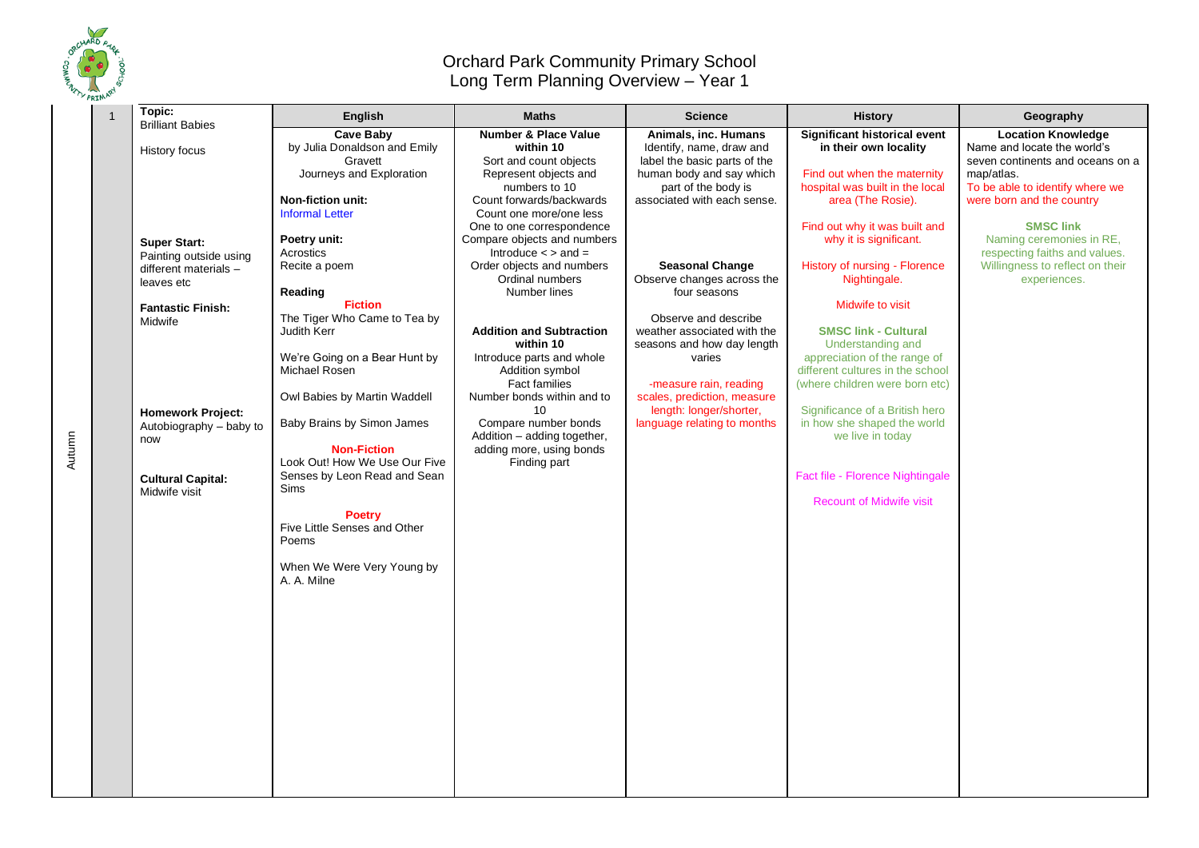# Orchard Park Community Primary School
## Long Term Planning Overview – Year 1

| | | Topic: | English | Maths | Science | History | Geography |
|---|---|---|---|---|---|---|---|
| Autumn | 1 | **Topic:** Brilliant Babies<br><br>History focus<br><br>**Super Start:** Painting outside using different materials – leaves etc<br><br>**Fantastic Finish:** Midwife<br><br>**Homework Project:** Autobiography – baby to now<br><br>**Cultural Capital:** Midwife visit | **Cave Baby** by Julia Donaldson and Emily Gravett<br>Journeys and Exploration<br><br>**Non-fiction unit:**<br>Informal Letter<br><br>**Poetry unit:**<br>Acrostics<br>Recite a poem<br><br>**Reading**<br>**Fiction**<br>The Tiger Who Came to Tea by Judith Kerr<br><br>We're Going on a Bear Hunt by Michael Rosen<br><br>Owl Babies by Martin Waddell<br><br>Baby Brains by Simon James<br><br>**Non-Fiction**<br>Look Out! How We Use Our Five Senses by Leon Read and Sean Sims<br><br>**Poetry**<br>Five Little Senses and Other Poems<br><br>When We Were Very Young by A. A. Milne | **Number & Place Value within 10**<br>Sort and count objects<br>Represent objects and numbers to 10<br>Count forwards/backwards<br>Count one more/one less<br>One to one correspondence<br>Compare objects and numbers<br>Introduce < > and =<br>Order objects and numbers<br>Ordinal numbers<br>Number lines<br><br>**Addition and Subtraction within 10**<br>Introduce parts and whole<br>Addition symbol<br>Fact families<br>Number bonds within and to 10<br>Compare number bonds<br>Addition – adding together, adding more, using bonds<br>Finding part | **Animals, inc. Humans**<br>Identify, name, draw and label the basic parts of the human body and say which part of the body is associated with each sense.<br><br>**Seasonal Change**<br>Observe changes across the four seasons<br><br>Observe and describe weather associated with the seasons and how day length varies<br><br>-measure rain, reading scales, prediction, measure length: longer/shorter, language relating to months | **Significant historical event in their own locality**<br><br>Find out when the maternity hospital was built in the local area (The Rosie).<br><br>Find out why it was built and why it is significant.<br><br>History of nursing - Florence Nightingale.<br><br>Midwife to visit<br><br>**SMSC link - Cultural**<br>Understanding and appreciation of the range of different cultures in the school (where children were born etc)<br><br>Significance of a British hero in how she shaped the world we live in today<br><br>Fact file - Florence Nightingale<br><br>Recount of Midwife visit | **Location Knowledge**<br>Name and locate the world's seven continents and oceans on a map/atlas.<br>To be able to identify where we were born and the country<br><br>**SMSC link**<br>Naming ceremonies in RE, respecting faiths and values. Willingness to reflect on their experiences. |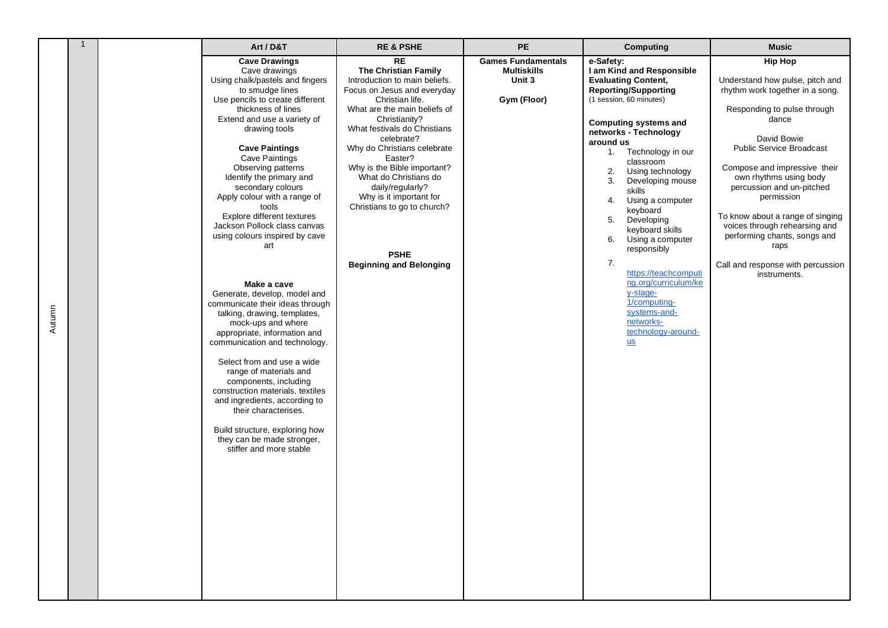|  | 1 |  | Art / D&T | RE & PSHE | PE | Computing | Music |
|---|---|---|---|---|---|---|---|
| Autumn |  |  | **Cave Drawings**<br>Cave drawings<br>Using chalk/pastels and fingers to smudge lines<br>Use pencils to create different thickness of lines<br>Extend and use a variety of drawing tools<br><br>**Cave Paintings**<br>Cave Paintings<br>Observing patterns<br>Identify the primary and secondary colours<br>Apply colour with a range of tools<br>Explore different textures<br>Jackson Pollock class canvas using colours inspired by cave art<br><br>**Make a cave**<br>Generate, develop, model and communicate their ideas through talking, drawing, templates, mock-ups and where appropriate, information and communication and technology.<br><br>Select from and use a wide range of materials and components, including construction materials, textiles and ingredients, according to their characterises.<br><br>Build structure, exploring how they can be made stronger, stiffer and more stable | **RE**<br>**The Christian Family**<br>Introduction to main beliefs.<br>Focus on Jesus and everyday Christian life.<br>What are the main beliefs of Christianity?<br>What festivals do Christians celebrate?<br>Why do Christians celebrate Easter?<br>Why is the Bible important?<br>What do Christians do daily/regularly?<br>Why is it important for Christians to go to church?<br><br>**PSHE**<br>**Beginning and Belonging** | **Games Fundamentals**<br>**Multiskills**<br>**Unit 3**<br><br>**Gym (Floor)** | **e-Safety:**<br>**I am Kind and Responsible**<br>**Evaluating Content, Reporting/Supporting**<br>(1 session, 60 minutes)<br><br>**Computing systems and networks - Technology around us**<br>1. Technology in our classroom<br>2. Using technology<br>3. Developing mouse skills<br>4. Using a computer keyboard<br>5. Developing keyboard skills<br>6. Using a computer responsibly<br>7. https://teachcomputing.org/curriculum/key-stage-1/computing-systems-and-networks-technology-around-us | **Hip Hop**<br><br>Understand how pulse, pitch and rhythm work together in a song.<br><br>Responding to pulse through dance<br><br>David Bowie<br>Public Service Broadcast<br><br>Compose and impressive their own rhythms using body percussion and un-pitched permission<br><br>To know about a range of singing voices through rehearsing and performing chants, songs and raps<br><br>Call and response with percussion instruments. |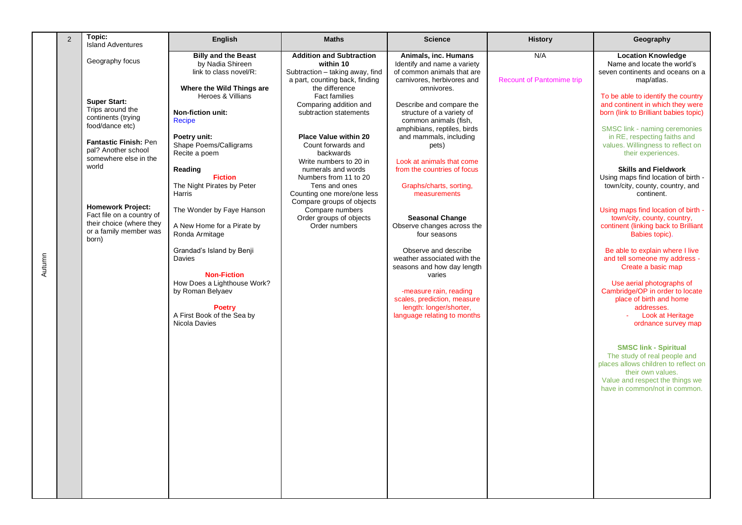| | | Topic: Island Adventures | English | Maths | Science | History | Geography |
|---|---|---|---|---|---|---|---|
| Autumn | 2 | Geography focus<br><br>**Super Start:** Trips around the continents (trying food/dance etc)<br><br>**Fantastic Finish:** Pen pal? Another school somewhere else in the world<br><br>**Homework Project:** Fact file on a country of their choice (where they or a family member was born) | **Billy and the Beast** by Nadia Shireen link to class novel/R:<br><br>**Where the Wild Things are** Heroes & Villians<br><br>**Non-fiction unit:** Recipe<br><br>**Poetry unit:** Shape Poems/Calligrams Recite a poem<br><br>**Reading**<br>**Fiction**<br>The Night Pirates by Peter Harris<br><br>The Wonder by Faye Hanson<br><br>A New Home for a Pirate by Ronda Armitage<br><br>Grandad's Island by Benji Davies<br><br>**Non-Fiction**<br>How Does a Lighthouse Work? by Roman Belyaev<br><br>**Poetry**<br>A First Book of the Sea by Nicola Davies | **Addition and Subtraction within 10**<br>Subtraction – taking away, find a part, counting back, finding the difference<br>Fact families<br>Comparing addition and subtraction statements<br><br>**Place Value within 20**<br>Count forwards and backwards<br>Write numbers to 20 in numerals and words<br>Numbers from 11 to 20<br>Tens and ones<br>Counting one more/one less<br>Compare groups of objects<br>Compare numbers<br>Order groups of objects<br>Order numbers | **Animals, inc. Humans**<br>Identify and name a variety of common animals that are carnivores, herbivores and omnivores.<br><br>Describe and compare the structure of a variety of common animals (fish, amphibians, reptiles, birds and mammals, including pets)<br><br>Look at animals that come from the countries of focus<br><br>Graphs/charts, sorting, measurements<br><br>**Seasonal Change**<br>Observe changes across the four seasons<br><br>Observe and describe weather associated with the seasons and how day length varies<br><br>-measure rain, reading scales, prediction, measure length: longer/shorter, language relating to months | N/A<br><br>Recount of Pantomime trip | **Location Knowledge**<br>Name and locate the world's seven continents and oceans on a map/atlas.<br><br>To be able to identify the country and continent in which they were born (link to Brilliant babies topic)<br><br>SMSC link - naming ceremonies in RE, respecting faiths and values. Willingness to reflect on their experiences.<br><br>**Skills and Fieldwork**<br>Using maps find location of birth - town/city, county, country, and continent.<br><br>Using maps find location of birth - town/city, county, country, continent (linking back to Brilliant Babies topic).<br><br>Be able to explain where I live and tell someone my address - Create a basic map<br><br>Use aerial photographs of Cambridge/OP in order to locate place of birth and home addresses.<br>- Look at Heritage ordnance survey map<br><br>**SMSC link - Spiritual**<br>The study of real people and places allows children to reflect on their own values.<br>Value and respect the things we have in common/not in common. |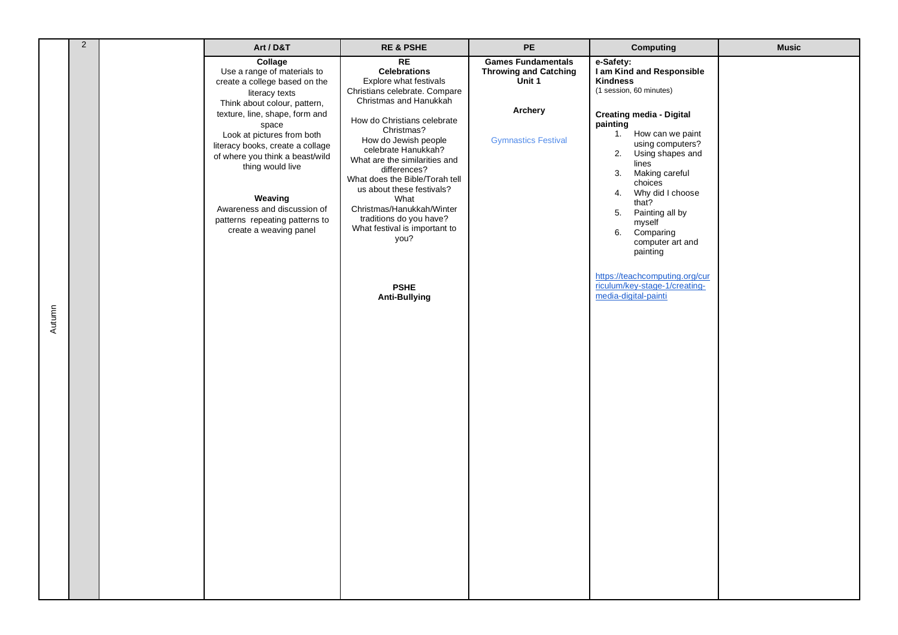| | | | Art / D&T | RE & PSHE | PE | Computing | Music |
|---|---|---|---|---|---|---|---|
| Autumn | 2 | | **Collage**<br>Use a range of materials to create a college based on the literacy texts<br>Think about colour, pattern, texture, line, shape, form and space<br>Look at pictures from both literacy books, create a collage of where you think a beast/wild thing would live<br><br>**Weaving**<br>Awareness and discussion of patterns repeating patterns to create a weaving panel | **RE**<br>**Celebrations**<br>Explore what festivals Christians celebrate. Compare Christmas and Hanukkah<br><br>How do Christians celebrate Christmas?<br>How do Jewish people celebrate Hanukkah?<br>What are the similarities and differences?<br>What does the Bible/Torah tell us about these festivals?<br>What Christmas/Hanukkah/Winter traditions do you have?<br>What festival is important to you?<br><br>**PSHE**<br>**Anti-Bullying** | **Games Fundamentals**<br>**Throwing and Catching Unit 1**<br><br>**Archery**<br><br>Gymnastics Festival | **e-Safety:**<br>**I am Kind and Responsible Kindness**<br>(1 session, 60 minutes)<br><br>**Creating media - Digital painting**<br>1. How can we paint using computers?<br>2. Using shapes and lines<br>3. Making careful choices<br>4. Why did I choose that?<br>5. Painting all by myself<br>6. Comparing computer art and painting<br><br>https://teachcomputing.org/curriculum/key-stage-1/creating-media-digital-painti | |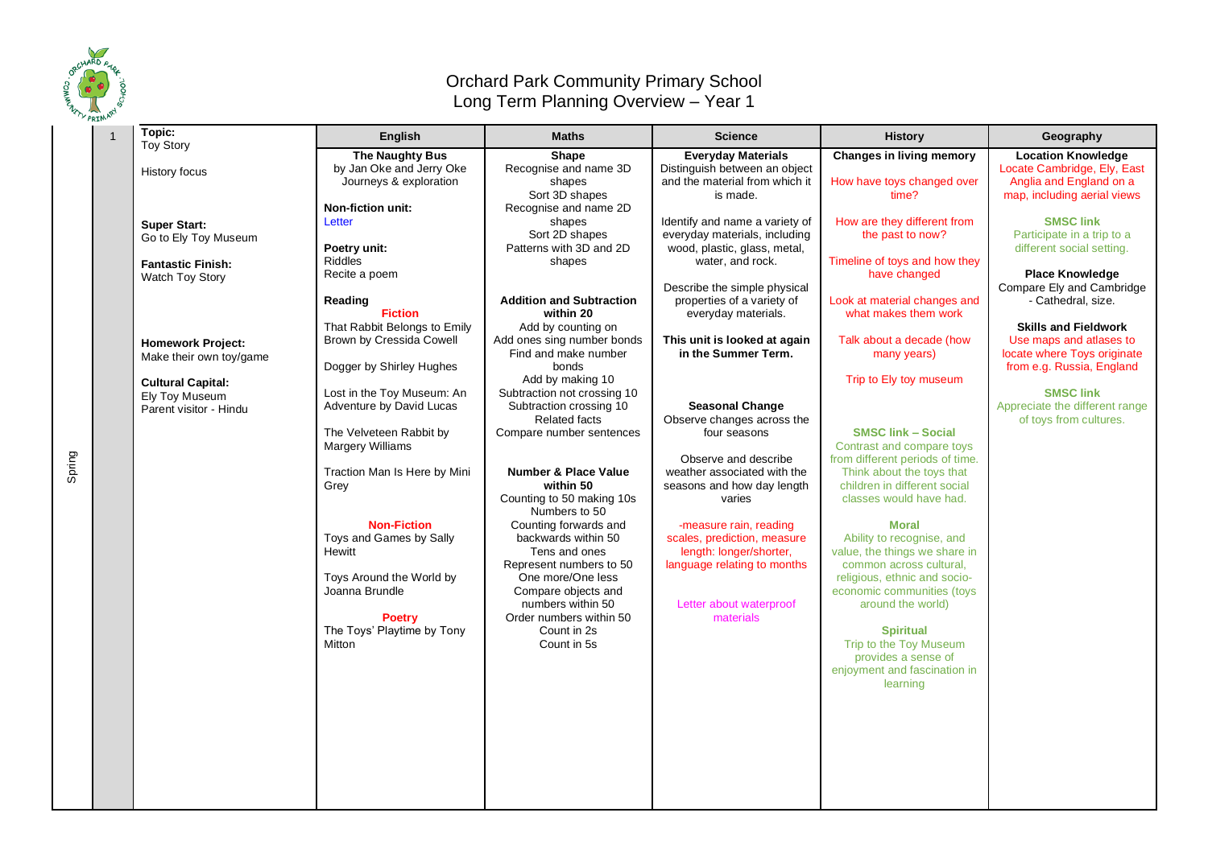# Orchard Park Community Primary School
## Long Term Planning Overview – Year 1

| Spring | 1 | Topic: | English | Maths | Science | History | Geography |
|---|---|---|---|---|---|---|---|
| | | Toy Story<br><br>History focus<br><br>**Super Start:**<br>Go to Ely Toy Museum<br><br>**Fantastic Finish:**<br>Watch Toy Story<br><br>**Homework Project:**<br>Make their own toy/game<br><br>**Cultural Capital:**<br>Ely Toy Museum<br>Parent visitor - Hindu | **The Naughty Bus**<br>by Jan Oke and Jerry Oke<br>Journeys & exploration<br><br>**Non-fiction unit:**<br>Letter<br><br>**Poetry unit:**<br>Riddles<br>Recite a poem<br><br>**Reading**<br>**Fiction**<br>That Rabbit Belongs to Emily Brown by Cressida Cowell<br><br>Dogger by Shirley Hughes<br><br>Lost in the Toy Museum: An Adventure by David Lucas<br><br>The Velveteen Rabbit by Margery Williams<br><br>Traction Man Is Here by Mini Grey<br><br>**Non-Fiction**<br>Toys and Games by Sally Hewitt<br><br>Toys Around the World by Joanna Brundle<br><br>**Poetry**<br>The Toys' Playtime by Tony Mitton | **Shape**<br>Recognise and name 3D shapes<br>Sort 3D shapes<br>Recognise and name 2D shapes<br>Sort 2D shapes<br>Patterns with 3D and 2D shapes<br><br>**Addition and Subtraction within 20**<br>Add by counting on<br>Add ones sing number bonds<br>Find and make number bonds<br>Add by making 10<br>Subtraction not crossing 10<br>Subtraction crossing 10<br>Related facts<br>Compare number sentences<br><br>**Number & Place Value within 50**<br>Counting to 50 making 10s<br>Numbers to 50<br>Counting forwards and backwards within 50<br>Tens and ones<br>Represent numbers to 50<br>One more/One less<br>Compare objects and numbers within 50<br>Order numbers within 50<br>Count in 2s<br>Count in 5s | **Everyday Materials**<br>Distinguish between an object and the material from which it is made.<br><br>Identify and name a variety of everyday materials, including wood, plastic, glass, metal, water, and rock.<br><br>Describe the simple physical properties of a variety of everyday materials.<br><br>**This unit is looked at again in the Summer Term.**<br><br>**Seasonal Change**<br>Observe changes across the four seasons<br><br>Observe and describe weather associated with the seasons and how day length varies<br><br>-measure rain, reading scales, prediction, measure length: longer/shorter, language relating to months<br><br>Letter about waterproof materials | **Changes in living memory**<br><br>How have toys changed over time?<br><br>How are they different from the past to now?<br><br>Timeline of toys and how they have changed<br><br>Look at material changes and what makes them work<br><br>Talk about a decade (how many years)<br><br>Trip to Ely toy museum<br><br>**SMSC link – Social**<br>Contrast and compare toys from different periods of time. Think about the toys that children in different social classes would have had.<br><br>**Moral**<br>Ability to recognise, and value, the things we share in common across cultural, religious, ethnic and socio-economic communities (toys around the world)<br><br>**Spiritual**<br>Trip to the Toy Museum provides a sense of enjoyment and fascination in learning | **Location Knowledge**<br>Locate Cambridge, Ely, East Anglia and England on a map, including aerial views<br><br>**SMSC link**<br>Participate in a trip to a different social setting.<br><br>**Place Knowledge**<br>Compare Ely and Cambridge - Cathedral, size.<br><br>**Skills and Fieldwork**<br>Use maps and atlases to locate where Toys originate from e.g. Russia, England<br><br>**SMSC link**<br>Appreciate the different range of toys from cultures. |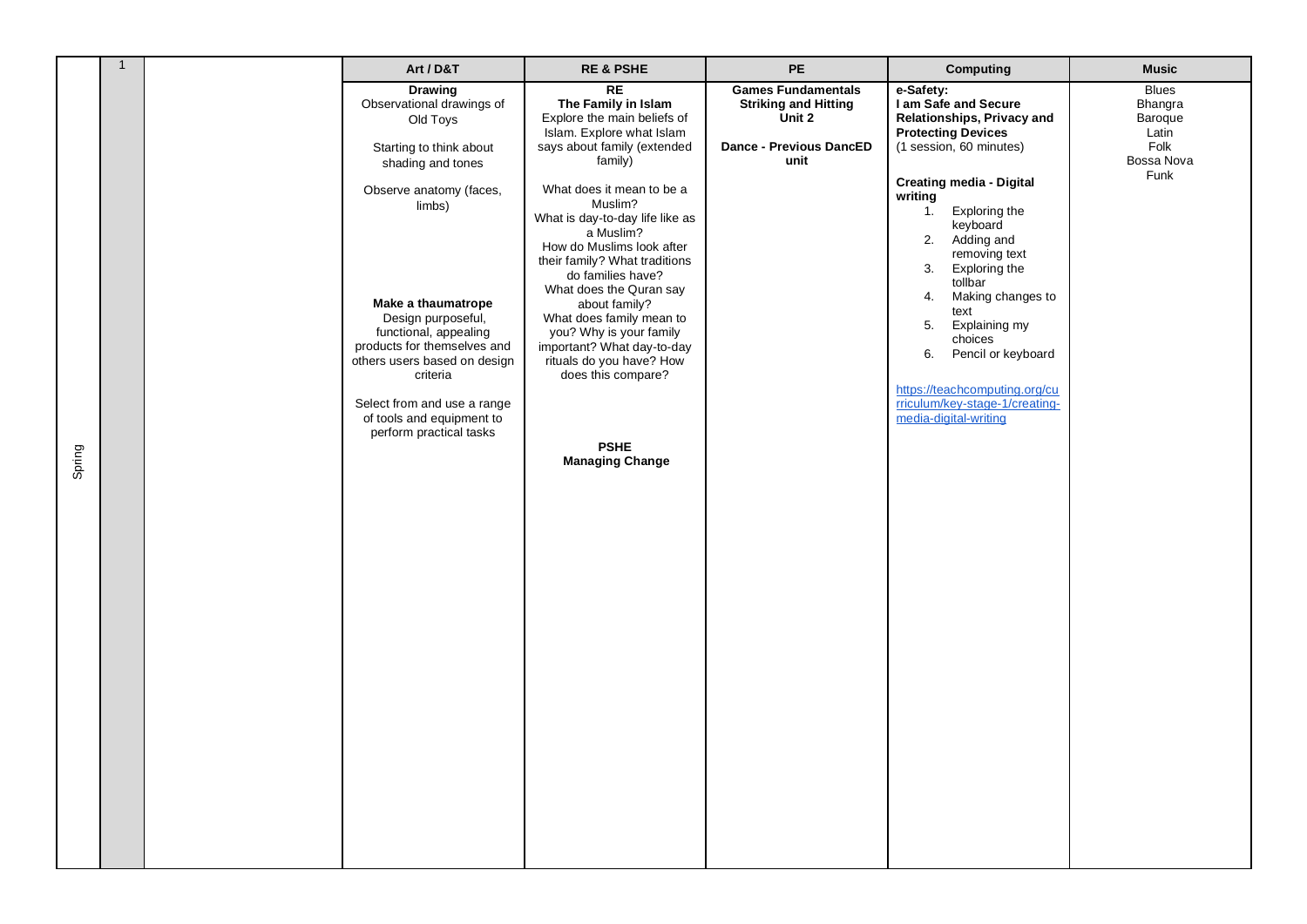| Spring | 1 | | Art / D&T | RE & PSHE | PE | Computing | Music |
|---|---|---|---|---|---|---|---|
| | | | **Drawing**<br>Observational drawings of Old Toys<br><br>Starting to think about shading and tones<br><br>Observe anatomy (faces, limbs)<br><br>**Make a thaumatrope**<br>Design purposeful, functional, appealing products for themselves and others users based on design criteria<br><br>Select from and use a range of tools and equipment to perform practical tasks | **RE**<br>**The Family in Islam**<br>Explore the main beliefs of Islam. Explore what Islam says about family (extended family)<br><br>What does it mean to be a Muslim?<br>What is day-to-day life like as a Muslim?<br>How do Muslims look after their family? What traditions do families have?<br>What does the Quran say about family?<br>What does family mean to you? Why is your family important? What day-to-day rituals do you have? How does this compare?<br><br>**PSHE**<br>**Managing Change** | **Games Fundamentals**<br>**Striking and Hitting Unit 2**<br><br>**Dance - Previous DancED unit** | **e-Safety:**<br>**I am Safe and Secure**<br>**Relationships, Privacy and Protecting Devices**<br>(1 session, 60 minutes)<br><br>**Creating media - Digital writing**<br>1. Exploring the keyboard<br>2. Adding and removing text<br>3. Exploring the tollbar<br>4. Making changes to text<br>5. Explaining my choices<br>6. Pencil or keyboard<br><br>https://teachcomputing.org/curriculum/key-stage-1/creating-media-digital-writing | Blues<br>Bhangra<br>Baroque<br>Latin<br>Folk<br>Bossa Nova<br>Funk |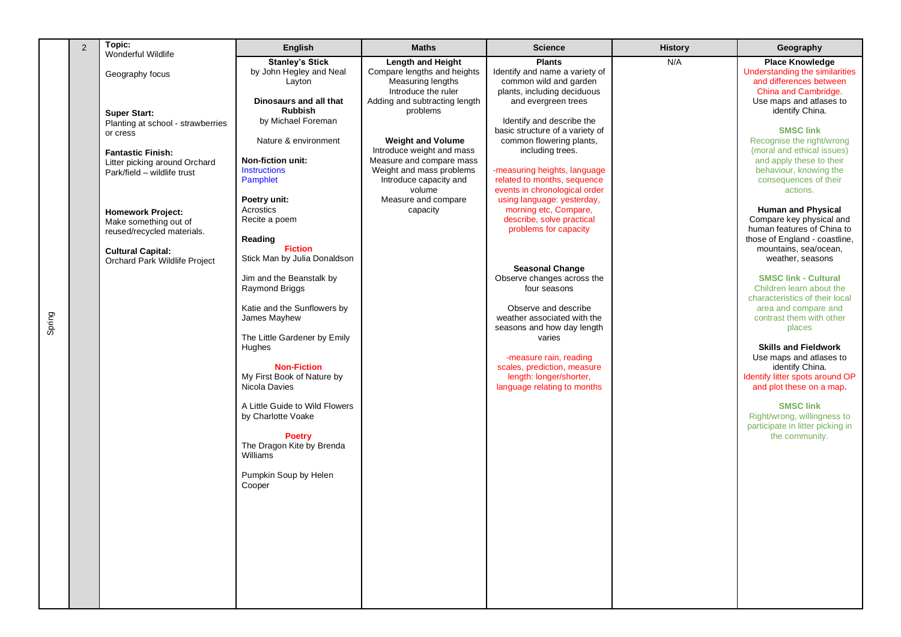| | | Topic | English | Maths | Science | History | Geography |
|---|---|---|---|---|---|---|---|
| Spring | 2 | **Topic:**<br>Wonderful Wildlife<br><br>Geography focus<br><br>**Super Start:**<br>Planting at school - strawberries or cress<br><br>**Fantastic Finish:**<br>Litter picking around Orchard Park/field – wildlife trust<br><br>**Homework Project:**<br>Make something out of reused/recycled materials.<br><br>**Cultural Capital:**<br>Orchard Park Wildlife Project | **Stanley's Stick**<br>by John Hegley and Neal Layton<br><br>**Dinosaurs and all that Rubbish**<br>by Michael Foreman<br><br>Nature & environment<br><br>**Non-fiction unit:**<br>Instructions<br>Pamphlet<br><br>**Poetry unit:**<br>Acrostics<br>Recite a poem<br><br>**Reading**<br>**Fiction**<br>Stick Man by Julia Donaldson<br><br>Jim and the Beanstalk by Raymond Briggs<br><br>Katie and the Sunflowers by James Mayhew<br><br>The Little Gardener by Emily Hughes<br><br>**Non-Fiction**<br>My First Book of Nature by Nicola Davies<br><br>A Little Guide to Wild Flowers by Charlotte Voake<br><br>**Poetry**<br>The Dragon Kite by Brenda Williams<br><br>Pumpkin Soup by Helen Cooper | **Length and Height**<br>Compare lengths and heights<br>Measuring lengths<br>Introduce the ruler<br>Adding and subtracting length problems<br><br>**Weight and Volume**<br>Introduce weight and mass<br>Measure and compare mass<br>Weight and mass problems<br>Introduce capacity and volume<br>Measure and compare capacity | **Plants**<br>Identify and name a variety of common wild and garden plants, including deciduous and evergreen trees<br><br>Identify and describe the basic structure of a variety of common flowering plants, including trees.<br><br>-measuring heights, language related to months, sequence events in chronological order using language: yesterday, morning etc, Compare, describe, solve practical problems for capacity<br><br>**Seasonal Change**<br>Observe changes across the four seasons<br><br>Observe and describe weather associated with the seasons and how day length varies<br><br>-measure rain, reading scales, prediction, measure length: longer/shorter, language relating to months | N/A | **Place Knowledge**<br>Understanding the similarities and differences between China and Cambridge.<br>Use maps and atlases to identify China.<br><br>**SMSC link**<br>Recognise the right/wrong (moral and ethical issues) and apply these to their behaviour, knowing the consequences of their actions.<br><br>**Human and Physical**<br>Compare key physical and human features of China to those of England - coastline, mountains, sea/ocean, weather, seasons<br><br>**SMSC link - Cultural**<br>Children learn about the characteristics of their local area and compare and contrast them with other places<br><br>**Skills and Fieldwork**<br>Use maps and atlases to identify China.<br>Identify litter spots around OP and plot these on a map.<br><br>**SMSC link**<br>Right/wrong, willingness to participate in litter picking in the community. |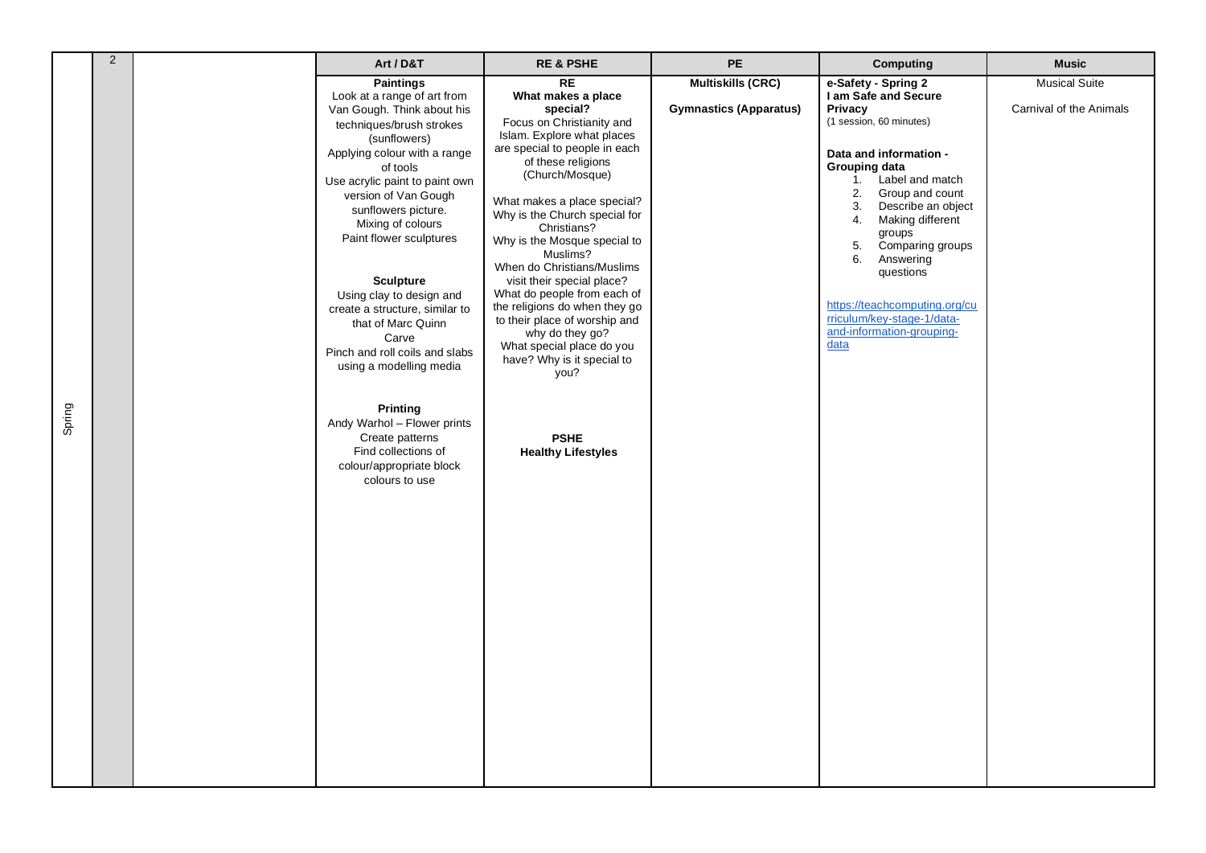| | | | Art / D&T | RE & PSHE | PE | Computing | Music |
|---|---|---|---|---|---|---|---|
| Spring | 2 | | **Paintings**<br>Look at a range of art from Van Gough. Think about his techniques/brush strokes (sunflowers)<br>Applying colour with a range of tools<br>Use acrylic paint to paint own version of Van Gough sunflowers picture.<br>Mixing of colours<br>Paint flower sculptures<br><br>**Sculpture**<br>Using clay to design and create a structure, similar to that of Marc Quinn<br>Carve<br>Pinch and roll coils and slabs using a modelling media<br><br>**Printing**<br>Andy Warhol – Flower prints<br>Create patterns<br>Find collections of colour/appropriate block colours to use | **RE**<br>**What makes a place special?**<br>Focus on Christianity and Islam. Explore what places are special to people in each of these religions (Church/Mosque)<br><br>What makes a place special?<br>Why is the Church special for Christians?<br>Why is the Mosque special to Muslims?<br>When do Christians/Muslims visit their special place?<br>What do people from each of the religions do when they go to their place of worship and why do they go?<br>What special place do you have? Why is it special to you?<br><br>**PSHE**<br>**Healthy Lifestyles** | **Multiskills (CRC)**<br><br>**Gymnastics (Apparatus)** | **e-Safety - Spring 2**<br>**I am Safe and Secure**<br>**Privacy**<br>(1 session, 60 minutes)<br><br>**Data and information - Grouping data**<br>1. Label and match<br>2. Group and count<br>3. Describe an object<br>4. Making different groups<br>5. Comparing groups<br>6. Answering questions<br><br>https://teachcomputing.org/curriculum/key-stage-1/data-and-information-grouping-data | Musical Suite<br><br>Carnival of the Animals |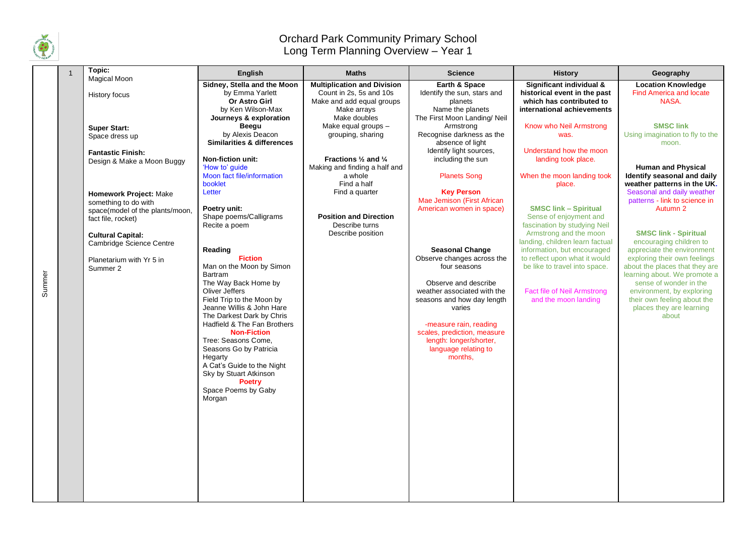# Orchard Park Community Primary School
## Long Term Planning Overview – Year 1

| | | | English | Maths | Science | History | Geography |
|---|---|---|---|---|---|---|---|
| Summer | 1 | **Topic:** Magical Moon<br><br>History focus<br><br>**Super Start:** Space dress up<br><br>**Fantastic Finish:** Design & Make a Moon Buggy<br><br>**Homework Project:** Make something to do with space(model of the plants/moon, fact file, rocket)<br><br>**Cultural Capital:** Cambridge Science Centre<br><br>Planetarium with Yr 5 in Summer 2 | **Sidney, Stella and the Moon** by Emma Yarlett<br>**Or Astro Girl** by Ken Wilson-Max<br>**Journeys & exploration**<br>**Beegu** by Alexis Deacon<br>**Similarities & differences**<br><br>**Non-fiction unit:**<br>'How to' guide<br>Moon fact file/information booklet<br>Letter<br><br>**Poetry unit:**<br>Shape poems/Calligrams<br>Recite a poem<br><br>**Reading**<br>**Fiction**<br>Man on the Moon by Simon Bartram<br>The Way Back Home by Oliver Jeffers<br>Field Trip to the Moon by Jeanne Willis & John Hare<br>The Darkest Dark by Chris Hadfield & The Fan Brothers<br>**Non-Fiction**<br>Tree: Seasons Come, Seasons Go by Patricia Hegarty<br>A Cat's Guide to the Night Sky by Stuart Atkinson<br>**Poetry**<br>Space Poems by Gaby Morgan | **Multiplication and Division**<br>Count in 2s, 5s and 10s<br>Make and add equal groups<br>Make arrays<br>Make doubles<br>Make equal groups – grouping, sharing<br><br>**Fractions ½ and ¼**<br>Making and finding a half and a whole<br>Find a half<br>Find a quarter<br><br>**Position and Direction**<br>Describe turns<br>Describe position | **Earth & Space**<br>Identify the sun, stars and planets<br>Name the planets<br>The First Moon Landing/ Neil Armstrong<br>Recognise darkness as the absence of light<br>Identify light sources, including the sun<br><br>Planets Song<br><br>**Key Person**<br>Mae Jemison (First African American women in space)<br><br>**Seasonal Change**<br>Observe changes across the four seasons<br><br>Observe and describe weather associated with the seasons and how day length varies<br><br>-measure rain, reading scales, prediction, measure length: longer/shorter, language relating to months, | **Significant individual & historical event in the past which has contributed to international achievements**<br><br>Know who Neil Armstrong was.<br><br>Understand how the moon landing took place.<br><br>When the moon landing took place.<br><br>**SMSC link – Spiritual**<br>Sense of enjoyment and fascination by studying Neil Armstrong and the moon landing, children learn factual information, but encouraged to reflect upon what it would be like to travel into space.<br><br>Fact file of Neil Armstrong and the moon landing | **Location Knowledge**<br>Find America and locate NASA.<br><br>**SMSC link**<br>Using imagination to fly to the moon.<br><br>**Human and Physical**<br>**Identify seasonal and daily weather patterns in the UK.**<br>Seasonal and daily weather patterns - link to science in Autumn 2<br><br>**SMSC link - Spiritual**<br>encouraging children to appreciate the environment exploring their own feelings about the places that they are learning about. We promote a sense of wonder in the environment, by exploring their own feeling about the places they are learning about |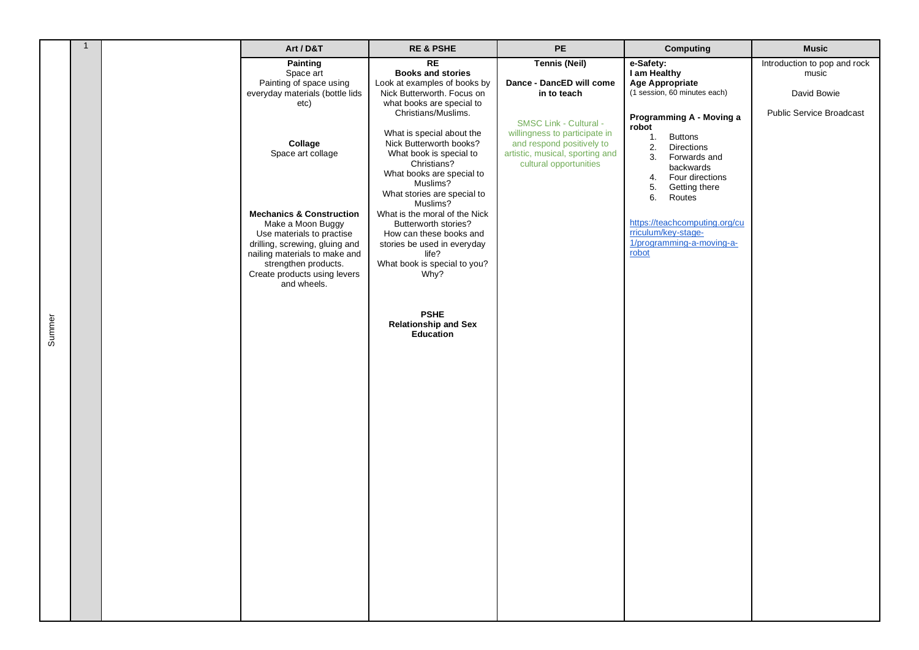| | 1 | | Art / D&T | RE & PSHE | PE | Computing | Music |
|---|---|---|---|---|---|---|---|
| Summer | | | **Painting**<br>Space art<br>Painting of space using everyday materials (bottle lids etc)<br><br>**Collage**<br>Space art collage<br><br>**Mechanics & Construction**<br>Make a Moon Buggy<br>Use materials to practise drilling, screwing, gluing and nailing materials to make and strengthen products.<br>Create products using levers and wheels. | **RE**<br>**Books and stories**<br>Look at examples of books by Nick Butterworth. Focus on what books are special to Christians/Muslims.<br><br>What is special about the Nick Butterworth books?<br>What book is special to Christians?<br>What books are special to Muslims?<br>What stories are special to Muslims?<br>What is the moral of the Nick Butterworth stories?<br>How can these books and stories be used in everyday life?<br>What book is special to you? Why?<br><br>**PSHE**<br>**Relationship and Sex Education** | **Tennis (Neil)**<br><br>**Dance - DancED will come in to teach**<br><br>SMSC Link - Cultural - willingness to participate in and respond positively to artistic, musical, sporting and cultural opportunities | **e-Safety:**<br>**I am Healthy**<br>**Age Appropriate**<br>(1 session, 60 minutes each)<br><br>**Programming A - Moving a robot**<br>1. Buttons<br>2. Directions<br>3. Forwards and backwards<br>4. Four directions<br>5. Getting there<br>6. Routes<br><br>https://teachcomputing.org/curriculum/key-stage-1/programming-a-moving-a-robot | Introduction to pop and rock music<br><br>David Bowie<br><br>Public Service Broadcast |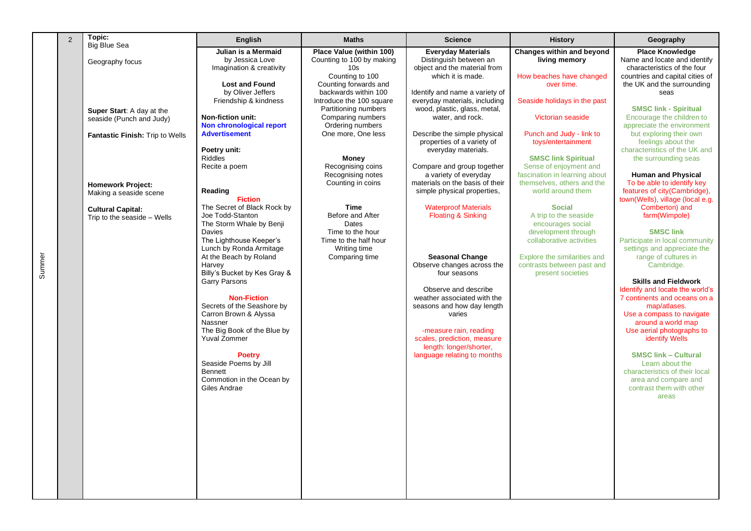| | | | English | Maths | Science | History | Geography |
|---|---|---|---|---|---|---|---|
| Summer | 2 | **Topic:** Big Blue Sea<br><br>Geography focus<br><br>**Super Start**: A day at the seaside (Punch and Judy)<br><br>**Fantastic Finish:** Trip to Wells<br><br>**Homework Project:** Making a seaside scene<br><br>**Cultural Capital:** Trip to the seaside – Wells | **Julian is a Mermaid** by Jessica Love<br>Imagination & creativity<br><br>**Lost and Found** by Oliver Jeffers<br>Friendship & kindness<br><br>**Non-fiction unit:**<br>**Non chronological report**<br>**Advertisement**<br><br>**Poetry unit:**<br>Riddles<br>Recite a poem<br><br>**Reading**<br>**Fiction**<br>The Secret of Black Rock by Joe Todd-Stanton<br>The Storm Whale by Benji Davies<br>The Lighthouse Keeper's Lunch by Ronda Armitage<br>At the Beach by Roland Harvey<br>Billy's Bucket by Kes Gray & Garry Parsons<br><br>**Non-Fiction**<br>Secrets of the Seashore by Carron Brown & Alyssa Nassner<br>The Big Book of the Blue by Yuval Zommer<br><br>**Poetry**<br>Seaside Poems by Jill Bennett<br>Commotion in the Ocean by Giles Andrae | **Place Value (within 100)**<br>Counting to 100 by making 10s<br>Counting to 100<br>Counting forwards and backwards within 100<br>Partitioning numbers<br>Introduce the 100 square<br>Comparing numbers<br>Ordering numbers<br>One more, One less<br><br>**Money**<br>Recognising coins<br>Recognising notes<br>Counting in coins<br><br>**Time**<br>Before and After<br>Dates<br>Time to the hour<br>Time to the half hour<br>Writing time<br>Comparing time | **Everyday Materials**<br>Distinguish between an object and the material from which it is made.<br><br>Identify and name a variety of everyday materials, including wood, plastic, glass, metal, water, and rock.<br><br>Describe the simple physical properties of a variety of everyday materials.<br><br>Compare and group together a variety of everyday materials on the basis of their simple physical properties,<br><br>Waterproof Materials<br>Floating & Sinking<br><br>**Seasonal Change**<br>Observe changes across the four seasons<br><br>Observe and describe weather associated with the seasons and how day length varies<br><br>-measure rain, reading scales, prediction, measure length: longer/shorter, language relating to months | **Changes within and beyond living memory**<br><br>How beaches have changed over time.<br><br>Seaside holidays in the past<br><br>Victorian seaside<br><br>Punch and Judy - link to toys/entertainment<br><br>**SMSC link Spiritual**<br>Sense of enjoyment and fascination in learning about themselves, others and the world around them<br><br>**Social**<br>A trip to the seaside encourages social development through collaborative activities<br><br>Explore the similarities and contrasts between past and present societies | **Place Knowledge**<br>Name and locate and identify characteristics of the four countries and capital cities of the UK and the surrounding seas<br><br>**SMSC link - Spiritual**<br>Encourage the children to appreciate the environment but exploring their own feelings about the characteristics of the UK and the surrounding seas<br><br>**Human and Physical**<br>To be able to identify key features of city(Cambridge), town(Wells), village (local e.g. Comberton) and farm(Wimpole)<br><br>**SMSC link**<br>Participate in local community settings and appreciate the range of cultures in Cambridge.<br><br>**Skills and Fieldwork**<br>Identify and locate the world's 7 continents and oceans on a map/atlases.<br>Use a compass to navigate around a world map<br>Use aerial photographs to identify Wells<br><br>**SMSC link – Cultural**<br>Learn about the characteristics of their local area and compare and contrast them with other areas |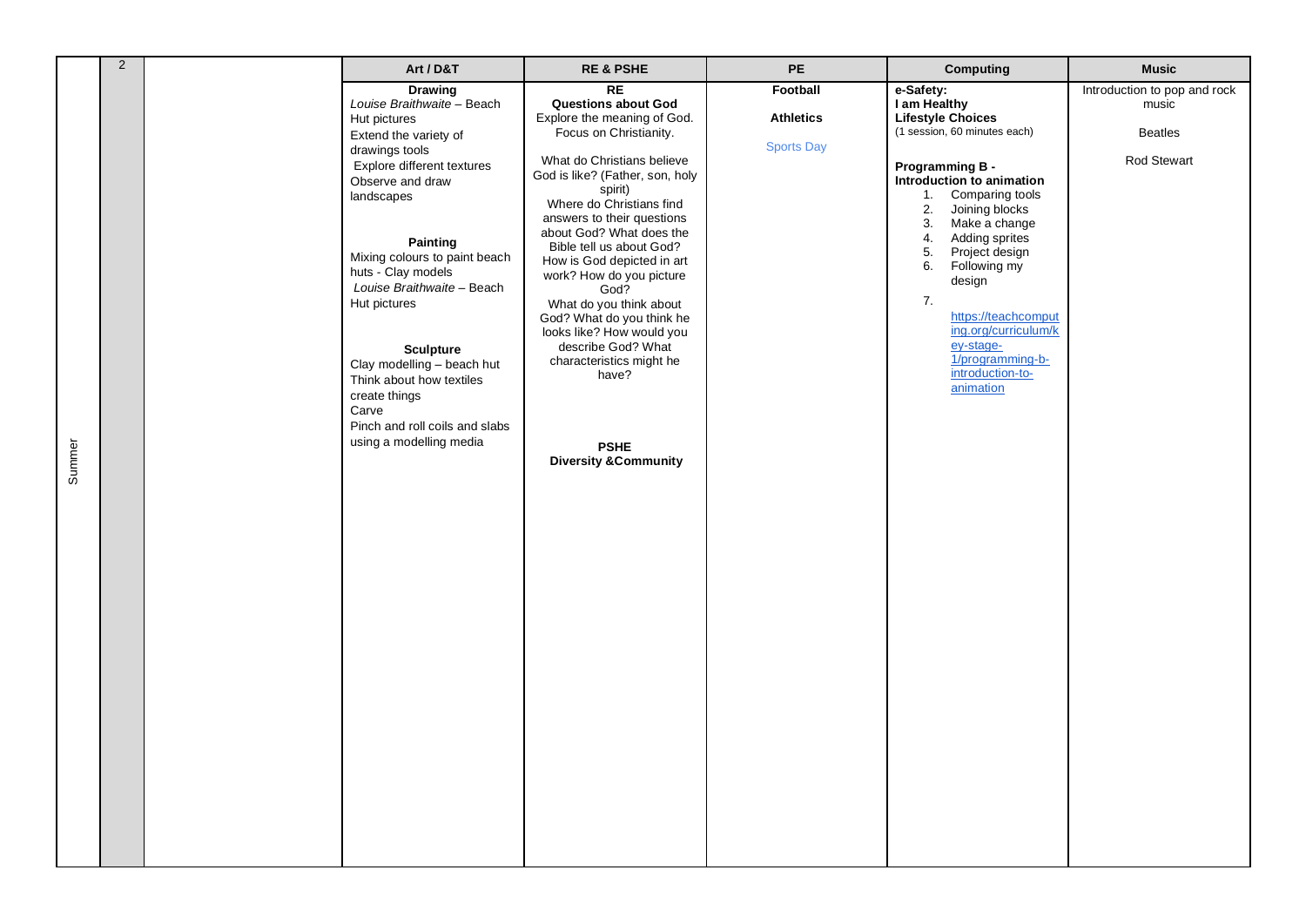| | | | Art / D&T | RE & PSHE | PE | Computing | Music |
|---|---|---|---|---|---|---|---|
| Summer | 2 | | **Drawing**<br>*Louise Braithwaite* – Beach Hut pictures<br>Extend the variety of drawings tools<br>Explore different textures<br>Observe and draw landscapes<br><br>**Painting**<br>Mixing colours to paint beach huts - Clay models<br>*Louise Braithwaite* – Beach Hut pictures<br><br>**Sculpture**<br>Clay modelling – beach hut<br>Think about how textiles create things<br>Carve<br>Pinch and roll coils and slabs using a modelling media | **RE**<br>**Questions about God**<br>Explore the meaning of God. Focus on Christianity.<br><br>What do Christians believe God is like? (Father, son, holy spirit)<br>Where do Christians find answers to their questions about God? What does the Bible tell us about God?<br>How is God depicted in art work? How do you picture God?<br>What do you think about God? What do you think he looks like? How would you describe God? What characteristics might he have?<br><br>**PSHE**<br>**Diversity &Community** | **Football**<br><br>**Athletics**<br><br>Sports Day | **e-Safety:**<br>**I am Healthy**<br>**Lifestyle Choices**<br>(1 session, 60 minutes each)<br><br>**Programming B - Introduction to animation**<br>1. Comparing tools<br>2. Joining blocks<br>3. Make a change<br>4. Adding sprites<br>5. Project design<br>6. Following my design<br>7. https://teachcomputing.org/curriculum/key-stage-1/programming-b-introduction-to-animation | Introduction to pop and rock music<br><br>Beatles<br><br>Rod Stewart |